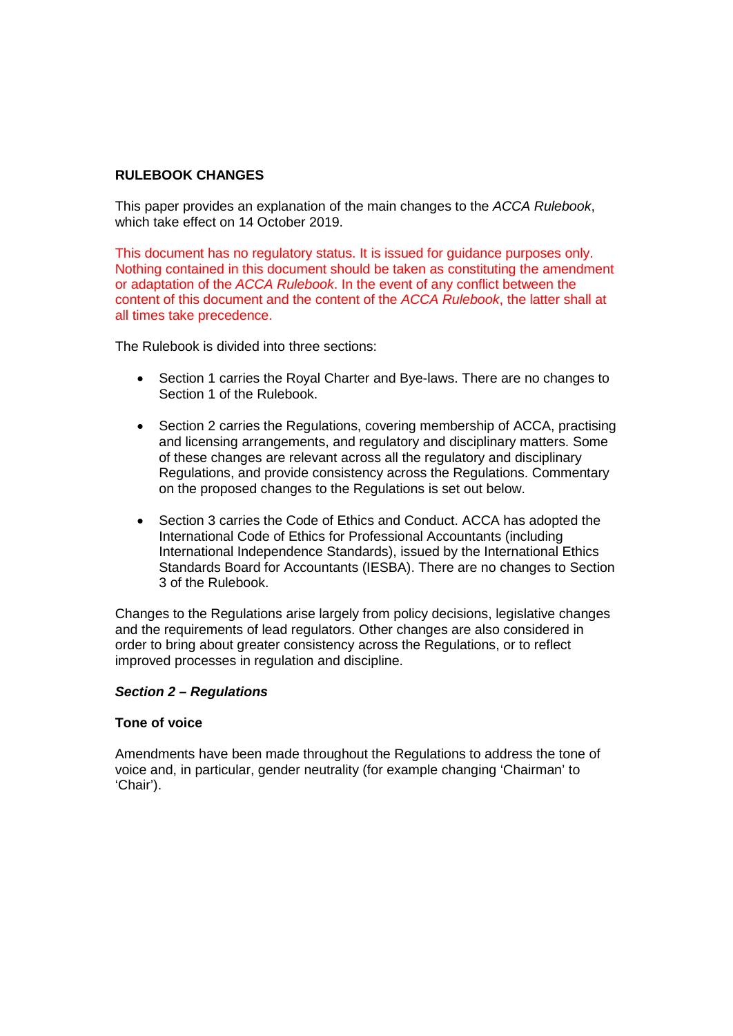# RULEBOOK CHANGES

This paper provides an explanation of the main changes to the *ACCA Rulebook*, which take effect on 14 October 2019.

This document has no regulatory status. It is issued for guidance purposes only. Nothing contained in this document should be taken as constituting the amendment or adaptation of the *ACCA Rulebook*. In the event of any conflict between the content of this document and the content of the *ACCA Rulebook*, the latter shall at all times take precedence.

The Rulebook is divided into three sections:

- Section 1 carries the Royal Charter and Bye-laws. There are no changes to Section 1 of the Rulebook.
- Section 2 carries the Regulations, covering membership of ACCA, practising and licensing arrangements, and regulatory and disciplinary matters. Some of these changes are relevant across all the regulatory and disciplinary Regulations, and provide consistency across the Regulations. Commentary on the proposed changes to the Regulations is set out below.
- Section 3 carries the Code of Ethics and Conduct. ACCA has adopted the International Code of Ethics for Professional Accountants (including International Independence Standards), issued by the International Ethics Standards Board for Accountants (IESBA). There are no changes to Section 3 of the Rulebook.

Changes to the Regulations arise largely from policy decisions, legislative changes and the requirements of lead regulators. Other changes are also considered in order to bring about greater consistency across the Regulations, or to reflect improved processes in regulation and discipline.

## *Section 2 – Regulations*

### Tone of voice

Amendments have been made throughout the Regulations to address the tone of voice and, in particular, gender neutrality (for example changing 'Chairman' to 'Chair').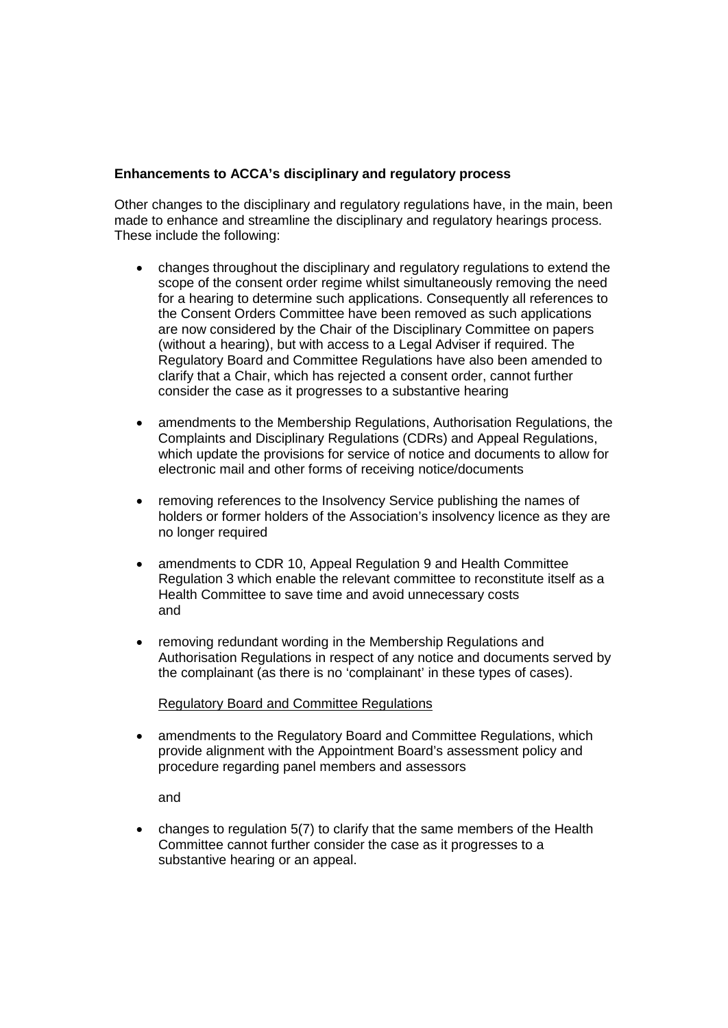**Enhancements to ACCA's disciplinary and regulatory process**

Other changes to the disciplinary and regulatory regulations have, in the main, been made to enhance and streamline the disciplinary and regulatory hearings process. These include the following:

- changes throughout the disciplinary and regulatory regulations to extend the scope of the consent order regime whilst simultaneously removing the need for a hearing to determine such applications. Consequently all references to the Consent Orders Committee have been removed as such applications are now considered by the Chair of the Disciplinary Committee on papers (without a hearing), but with access to a Legal Adviser if required. The Regulatory Board and Committee Regulations have also been amended to clarify that a Chair, which has rejected a consent order, cannot further consider the case as it progresses to a substantive hearing

- amendments to the Membership Regulations, Authorisation Regulations, the Complaints and Disciplinary Regulations (CDRs) and Appeal Regulations, which update the provisions for service of notice and documents to allow for electronic mail and other forms of receiving notice/documents

- removing references to the Insolvency Service publishing the names of holders or former holders of the Association's insolvency licence as they are no longer required

- amendments to CDR 10, Appeal Regulation 9 and Health Committee Regulation 3 which enable the relevant committee to reconstitute itself as a Health Committee to save time and avoid unnecessary costs and

- removing redundant wording in the Membership Regulations and Authorisation Regulations in respect of any notice and documents served by the complainant (as there is no 'complainant' in these types of cases).

<u>Regulatory Board and Committee Regulations</u>

- amendments to the Regulatory Board and Committee Regulations, which provide alignment with the Appointment Board's assessment policy and procedure regarding panel members and assessors

  and

- changes to regulation 5(7) to clarify that the same members of the Health Committee cannot further consider the case as it progresses to a substantive hearing or an appeal.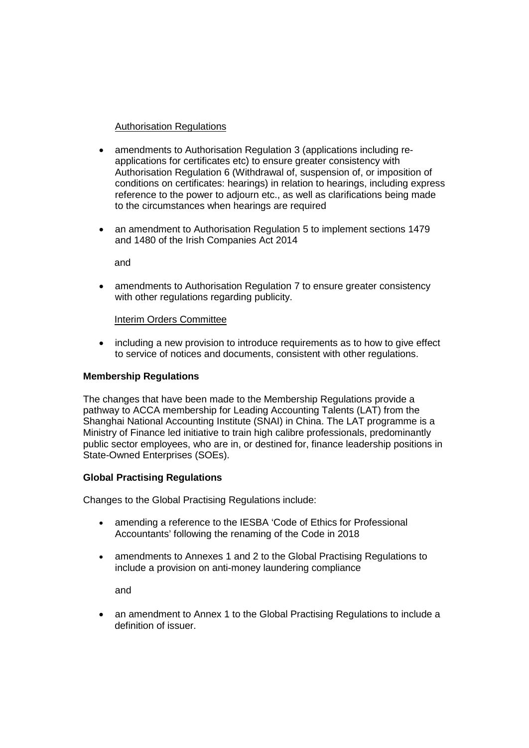Authorisation Regulations

- amendments to Authorisation Regulation 3 (applications including re-applications for certificates etc) to ensure greater consistency with Authorisation Regulation 6 (Withdrawal of, suspension of, or imposition of conditions on certificates: hearings) in relation to hearings, including express reference to the power to adjourn etc., as well as clarifications being made to the circumstances when hearings are required

- an amendment to Authorisation Regulation 5 to implement sections 1479 and 1480 of the Irish Companies Act 2014

  and

- amendments to Authorisation Regulation 7 to ensure greater consistency with other regulations regarding publicity.

Interim Orders Committee

- including a new provision to introduce requirements as to how to give effect to service of notices and documents, consistent with other regulations.

**Membership Regulations**

The changes that have been made to the Membership Regulations provide a pathway to ACCA membership for Leading Accounting Talents (LAT) from the Shanghai National Accounting Institute (SNAI) in China. The LAT programme is a Ministry of Finance led initiative to train high calibre professionals, predominantly public sector employees, who are in, or destined for, finance leadership positions in State-Owned Enterprises (SOEs).

**Global Practising Regulations**

Changes to the Global Practising Regulations include:

- amending a reference to the IESBA 'Code of Ethics for Professional Accountants' following the renaming of the Code in 2018

- amendments to Annexes 1 and 2 to the Global Practising Regulations to include a provision on anti-money laundering compliance

  and

- an amendment to Annex 1 to the Global Practising Regulations to include a definition of issuer.